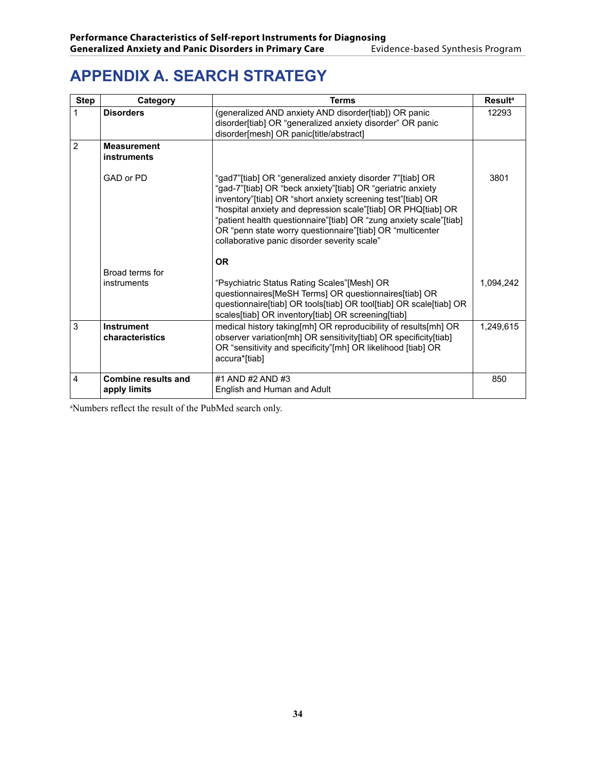# APPENDIX A. SEARCH STRATEGY

| Step | Category | Terms | Result[a] |
|---|---|---|---|
| 1 | **Disorders** | (generalized AND anxiety AND disorder[tiab]) OR panic disorder[tiab] OR "generalized anxiety disorder" OR panic disorder[mesh] OR panic[title/abstract] | 12293 |
| 2 | **Measurement instruments** | | |
| | GAD or PD | "gad7"[tiab] OR "generalized anxiety disorder 7"[tiab] OR "gad-7"[tiab] OR "beck anxiety"[tiab] OR "geriatric anxiety inventory"[tiab] OR "short anxiety screening test"[tiab] OR "hospital anxiety and depression scale"[tiab] OR PHQ[tiab] OR "patient health questionnaire"[tiab] OR "zung anxiety scale"[tiab] OR "penn state worry questionnaire"[tiab] OR "multicenter collaborative panic disorder severity scale" | 3801 |
| | | **OR** | |
| | Broad terms for instruments | "Psychiatric Status Rating Scales"[Mesh] OR questionnaires[MeSH Terms] OR questionnaires[tiab] OR questionnaire[tiab] OR tools[tiab] OR tool[tiab] OR scale[tiab] OR scales[tiab] OR inventory[tiab] OR screening[tiab] | 1,094,242 |
| 3 | **Instrument characteristics** | medical history taking[mh] OR reproducibility of results[mh] OR observer variation[mh] OR sensitivity[tiab] OR specificity[tiab] OR "sensitivity and specificity"[mh] OR likelihood [tiab] OR accura*[tiab] | 1,249,615 |
| 4 | **Combine results and apply limits** | #1 AND #2 AND #3<br>English and Human and Adult | 850 |

[a]Numbers reflect the result of the PubMed search only.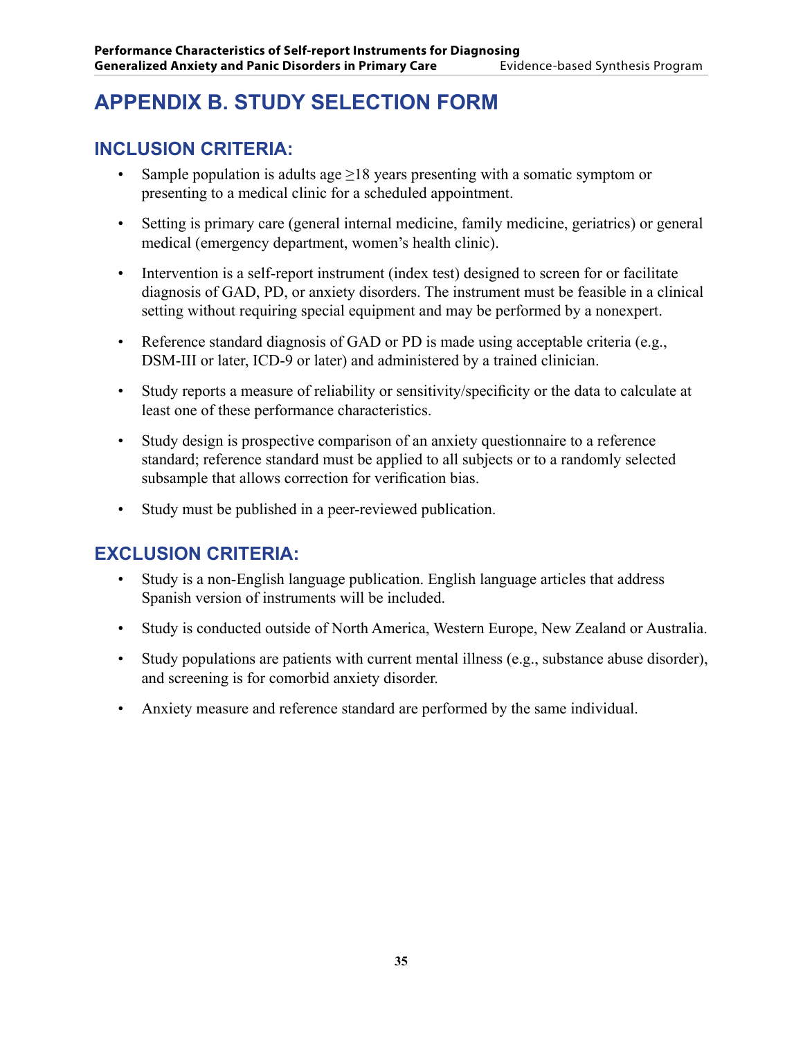# APPENDIX B. STUDY SELECTION FORM

## INCLUSION CRITERIA:

- Sample population is adults age ≥18 years presenting with a somatic symptom or presenting to a medical clinic for a scheduled appointment.
- Setting is primary care (general internal medicine, family medicine, geriatrics) or general medical (emergency department, women's health clinic).
- Intervention is a self-report instrument (index test) designed to screen for or facilitate diagnosis of GAD, PD, or anxiety disorders. The instrument must be feasible in a clinical setting without requiring special equipment and may be performed by a nonexpert.
- Reference standard diagnosis of GAD or PD is made using acceptable criteria (e.g., DSM-III or later, ICD-9 or later) and administered by a trained clinician.
- Study reports a measure of reliability or sensitivity/specificity or the data to calculate at least one of these performance characteristics.
- Study design is prospective comparison of an anxiety questionnaire to a reference standard; reference standard must be applied to all subjects or to a randomly selected subsample that allows correction for verification bias.
- Study must be published in a peer-reviewed publication.

## EXCLUSION CRITERIA:

- Study is a non-English language publication. English language articles that address Spanish version of instruments will be included.
- Study is conducted outside of North America, Western Europe, New Zealand or Australia.
- Study populations are patients with current mental illness (e.g., substance abuse disorder), and screening is for comorbid anxiety disorder.
- Anxiety measure and reference standard are performed by the same individual.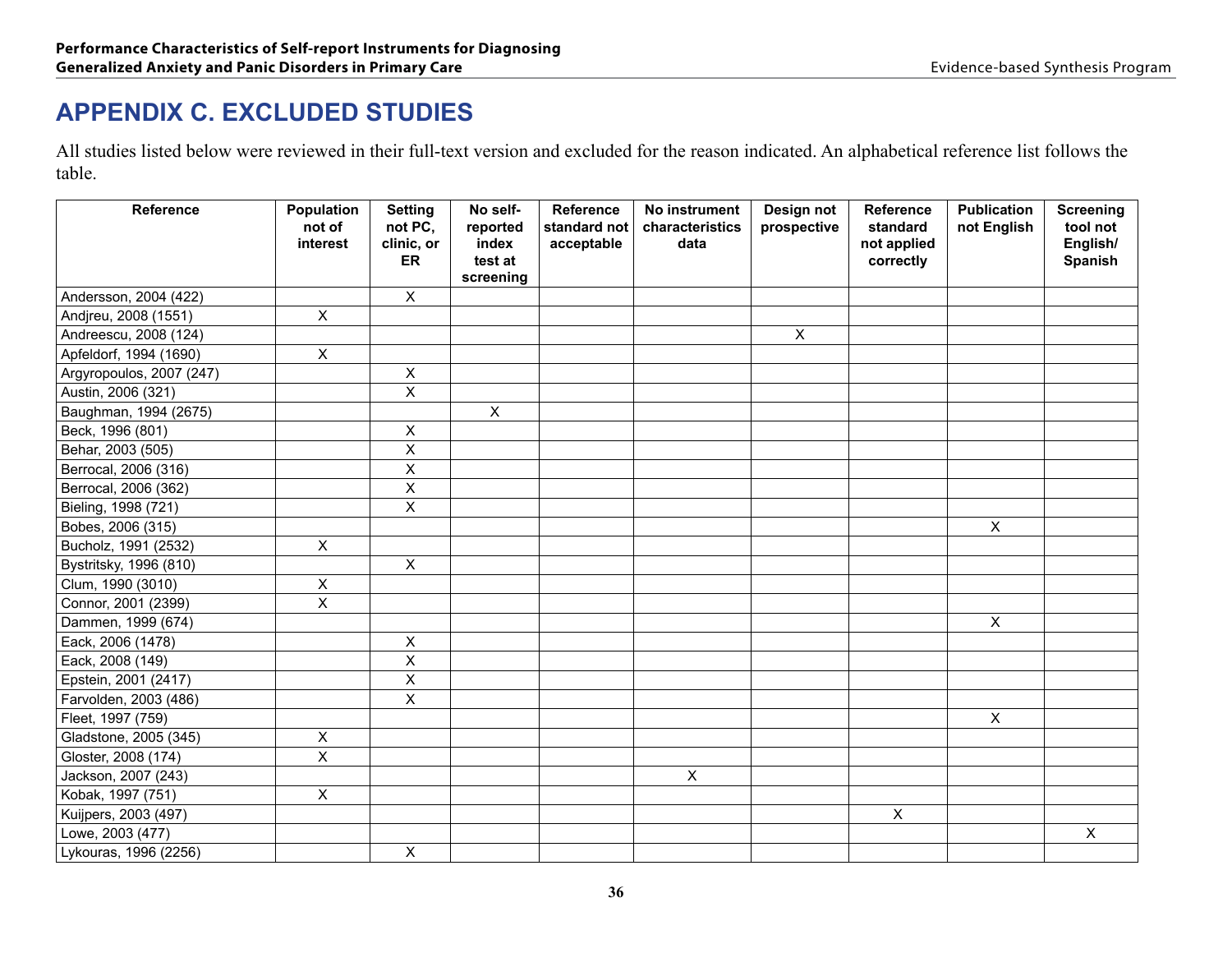# APPENDIX C. EXCLUDED STUDIES

All studies listed below were reviewed in their full-text version and excluded for the reason indicated. An alphabetical reference list follows the table.

| Reference | Population not of interest | Setting not PC, clinic, or ER | No self-reported index test at screening | Reference standard not acceptable | No instrument characteristics data | Design not prospective | Reference standard not applied correctly | Publication not English | Screening tool not English/ Spanish |
|---|---|---|---|---|---|---|---|---|---|
| Andersson, 2004 (422) | | X | | | | | | | |
| Andjreu, 2008 (1551) | X | | | | | | | | |
| Andreescu, 2008 (124) | | | | | | X | | | |
| Apfeldorf, 1994 (1690) | X | | | | | | | | |
| Argyropoulos, 2007 (247) | | X | | | | | | | |
| Austin, 2006 (321) | | X | | | | | | | |
| Baughman, 1994 (2675) | | | X | | | | | | |
| Beck, 1996 (801) | | X | | | | | | | |
| Behar, 2003 (505) | | X | | | | | | | |
| Berrocal, 2006 (316) | | X | | | | | | | |
| Berrocal, 2006 (362) | | X | | | | | | | |
| Bieling, 1998 (721) | | X | | | | | | | |
| Bobes, 2006 (315) | | | | | | | | X | |
| Bucholz, 1991 (2532) | X | | | | | | | | |
| Bystritsky, 1996 (810) | | X | | | | | | | |
| Clum, 1990 (3010) | X | | | | | | | | |
| Connor, 2001 (2399) | X | | | | | | | | |
| Dammen, 1999 (674) | | | | | | | | X | |
| Eack, 2006 (1478) | | X | | | | | | | |
| Eack, 2008 (149) | | X | | | | | | | |
| Epstein, 2001 (2417) | | X | | | | | | | |
| Farvolden, 2003 (486) | | X | | | | | | | |
| Fleet, 1997 (759) | | | | | | | | X | |
| Gladstone, 2005 (345) | X | | | | | | | | |
| Gloster, 2008 (174) | X | | | | | | | | |
| Jackson, 2007 (243) | | | | | X | | | | |
| Kobak, 1997 (751) | X | | | | | | | | |
| Kuijpers, 2003 (497) | | | | | | | X | | |
| Lowe, 2003 (477) | | | | | | | | | X |
| Lykouras, 1996 (2256) | | X | | | | | | | |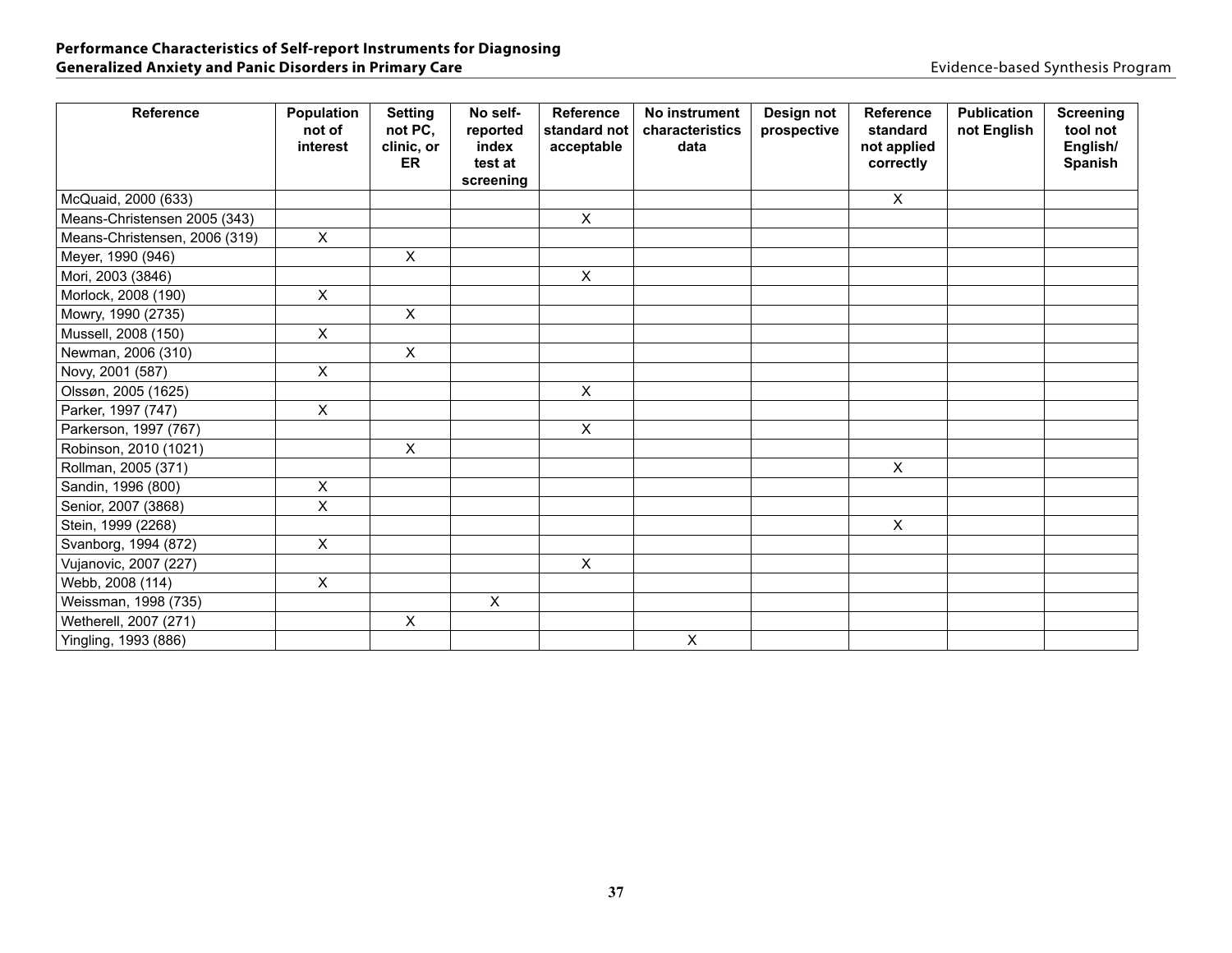| Reference | Population not of interest | Setting not PC, clinic, or ER | No self-reported index test at screening | Reference standard not acceptable | No instrument characteristics data | Design not prospective | Reference standard not applied correctly | Publication not English | Screening tool not English/ Spanish |
|---|---|---|---|---|---|---|---|---|---|
| McQuaid, 2000 (633) | | | | | | | X | | |
| Means-Christensen 2005 (343) | | | | X | | | | | |
| Means-Christensen, 2006 (319) | X | | | | | | | | |
| Meyer, 1990 (946) | | X | | | | | | | |
| Mori, 2003 (3846) | | | | X | | | | | |
| Morlock, 2008 (190) | X | | | | | | | | |
| Mowry, 1990 (2735) | | X | | | | | | | |
| Mussell, 2008 (150) | X | | | | | | | | |
| Newman, 2006 (310) | | X | | | | | | | |
| Novy, 2001 (587) | X | | | | | | | | |
| Olssøn, 2005 (1625) | | | | X | | | | | |
| Parker, 1997 (747) | X | | | | | | | | |
| Parkerson, 1997 (767) | | | | X | | | | | |
| Robinson, 2010 (1021) | | X | | | | | | | |
| Rollman, 2005 (371) | | | | | | | X | | |
| Sandin, 1996 (800) | X | | | | | | | | |
| Senior, 2007 (3868) | X | | | | | | | | |
| Stein, 1999 (2268) | | | | | | | X | | |
| Svanborg, 1994 (872) | X | | | | | | | | |
| Vujanovic, 2007 (227) | | | | X | | | | | |
| Webb, 2008 (114) | X | | | | | | | | |
| Weissman, 1998 (735) | | | X | | | | | | |
| Wetherell, 2007 (271) | | X | | | | | | | |
| Yingling, 1993 (886) | | | | | X | | | | |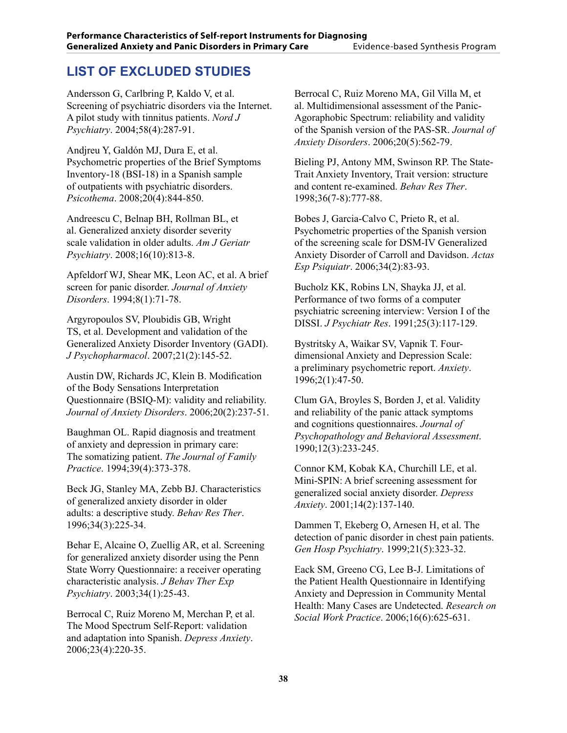## LIST OF EXCLUDED STUDIES

Andersson G, Carlbring P, Kaldo V, et al. Screening of psychiatric disorders via the Internet. A pilot study with tinnitus patients. *Nord J Psychiatry*. 2004;58(4):287-91.

Andjreu Y, Galdón MJ, Dura E, et al. Psychometric properties of the Brief Symptoms Inventory-18 (BSI-18) in a Spanish sample of outpatients with psychiatric disorders. *Psicothema*. 2008;20(4):844-850.

Andreescu C, Belnap BH, Rollman BL, et al. Generalized anxiety disorder severity scale validation in older adults. *Am J Geriatr Psychiatry*. 2008;16(10):813-8.

Apfeldorf WJ, Shear MK, Leon AC, et al. A brief screen for panic disorder. *Journal of Anxiety Disorders*. 1994;8(1):71-78.

Argyropoulos SV, Ploubidis GB, Wright TS, et al. Development and validation of the Generalized Anxiety Disorder Inventory (GADI). *J Psychopharmacol*. 2007;21(2):145-52.

Austin DW, Richards JC, Klein B. Modification of the Body Sensations Interpretation Questionnaire (BSIQ-M): validity and reliability. *Journal of Anxiety Disorders*. 2006;20(2):237-51.

Baughman OL. Rapid diagnosis and treatment of anxiety and depression in primary care: The somatizing patient. *The Journal of Family Practice*. 1994;39(4):373-378.

Beck JG, Stanley MA, Zebb BJ. Characteristics of generalized anxiety disorder in older adults: a descriptive study. *Behav Res Ther*. 1996;34(3):225-34.

Behar E, Alcaine O, Zuellig AR, et al. Screening for generalized anxiety disorder using the Penn State Worry Questionnaire: a receiver operating characteristic analysis. *J Behav Ther Exp Psychiatry*. 2003;34(1):25-43.

Berrocal C, Ruiz Moreno M, Merchan P, et al. The Mood Spectrum Self-Report: validation and adaptation into Spanish. *Depress Anxiety*. 2006;23(4):220-35.

Berrocal C, Ruiz Moreno MA, Gil Villa M, et al. Multidimensional assessment of the Panic-Agoraphobic Spectrum: reliability and validity of the Spanish version of the PAS-SR. *Journal of Anxiety Disorders*. 2006;20(5):562-79.

Bieling PJ, Antony MM, Swinson RP. The State-Trait Anxiety Inventory, Trait version: structure and content re-examined. *Behav Res Ther*. 1998;36(7-8):777-88.

Bobes J, Garcia-Calvo C, Prieto R, et al. Psychometric properties of the Spanish version of the screening scale for DSM-IV Generalized Anxiety Disorder of Carroll and Davidson. *Actas Esp Psiquiatr*. 2006;34(2):83-93.

Bucholz KK, Robins LN, Shayka JJ, et al. Performance of two forms of a computer psychiatric screening interview: Version I of the DISSI. *J Psychiatr Res*. 1991;25(3):117-129.

Bystritsky A, Waikar SV, Vapnik T. Four-dimensional Anxiety and Depression Scale: a preliminary psychometric report. *Anxiety*. 1996;2(1):47-50.

Clum GA, Broyles S, Borden J, et al. Validity and reliability of the panic attack symptoms and cognitions questionnaires. *Journal of Psychopathology and Behavioral Assessment*. 1990;12(3):233-245.

Connor KM, Kobak KA, Churchill LE, et al. Mini-SPIN: A brief screening assessment for generalized social anxiety disorder. *Depress Anxiety*. 2001;14(2):137-140.

Dammen T, Ekeberg O, Arnesen H, et al. The detection of panic disorder in chest pain patients. *Gen Hosp Psychiatry*. 1999;21(5):323-32.

Eack SM, Greeno CG, Lee B-J. Limitations of the Patient Health Questionnaire in Identifying Anxiety and Depression in Community Mental Health: Many Cases are Undetected. *Research on Social Work Practice*. 2006;16(6):625-631.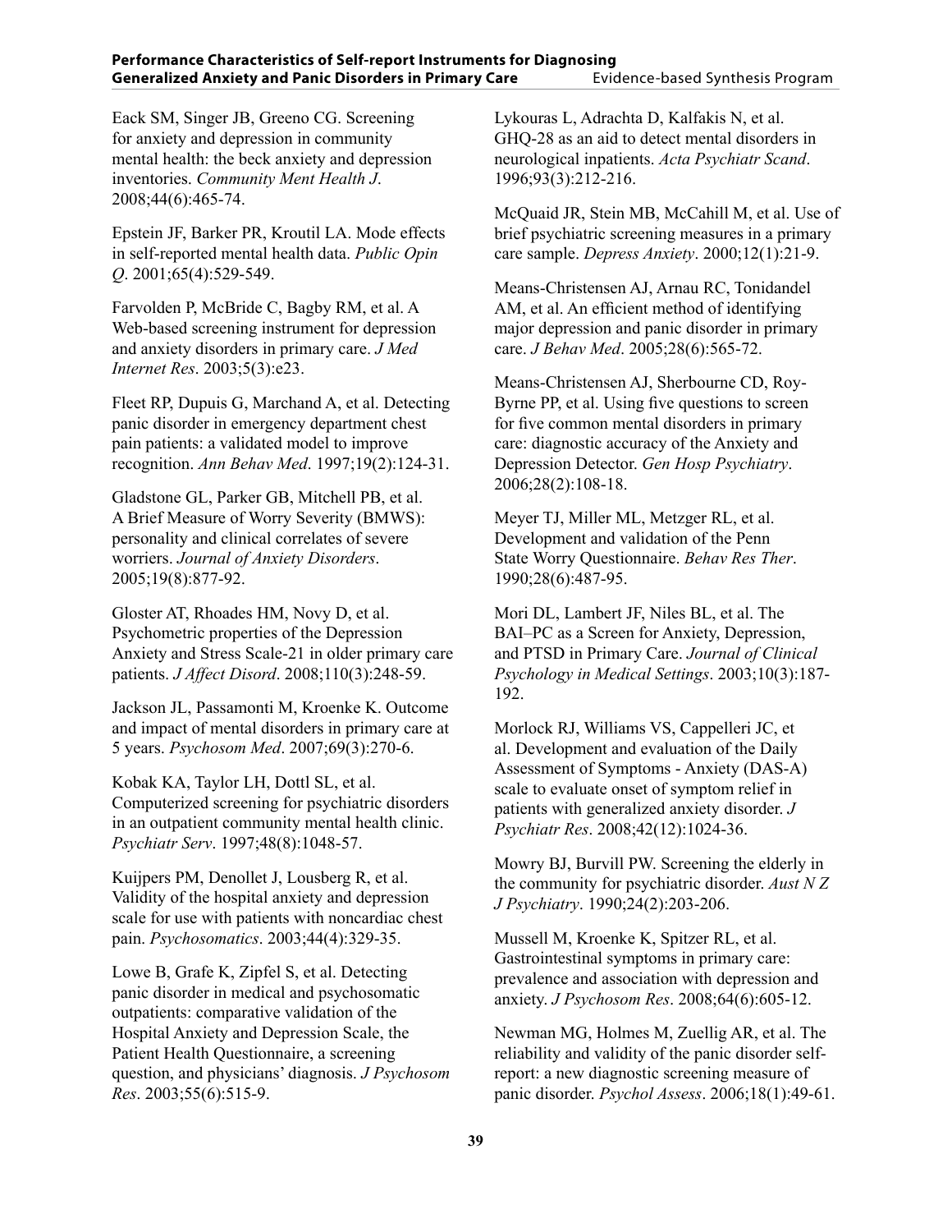Eack SM, Singer JB, Greeno CG. Screening for anxiety and depression in community mental health: the beck anxiety and depression inventories. *Community Ment Health J*. 2008;44(6):465-74.

Epstein JF, Barker PR, Kroutil LA. Mode effects in self-reported mental health data. *Public Opin Q*. 2001;65(4):529-549.

Farvolden P, McBride C, Bagby RM, et al. A Web-based screening instrument for depression and anxiety disorders in primary care. *J Med Internet Res*. 2003;5(3):e23.

Fleet RP, Dupuis G, Marchand A, et al. Detecting panic disorder in emergency department chest pain patients: a validated model to improve recognition. *Ann Behav Med*. 1997;19(2):124-31.

Gladstone GL, Parker GB, Mitchell PB, et al. A Brief Measure of Worry Severity (BMWS): personality and clinical correlates of severe worriers. *Journal of Anxiety Disorders*. 2005;19(8):877-92.

Gloster AT, Rhoades HM, Novy D, et al. Psychometric properties of the Depression Anxiety and Stress Scale-21 in older primary care patients. *J Affect Disord*. 2008;110(3):248-59.

Jackson JL, Passamonti M, Kroenke K. Outcome and impact of mental disorders in primary care at 5 years. *Psychosom Med*. 2007;69(3):270-6.

Kobak KA, Taylor LH, Dottl SL, et al. Computerized screening for psychiatric disorders in an outpatient community mental health clinic. *Psychiatr Serv*. 1997;48(8):1048-57.

Kuijpers PM, Denollet J, Lousberg R, et al. Validity of the hospital anxiety and depression scale for use with patients with noncardiac chest pain. *Psychosomatics*. 2003;44(4):329-35.

Lowe B, Grafe K, Zipfel S, et al. Detecting panic disorder in medical and psychosomatic outpatients: comparative validation of the Hospital Anxiety and Depression Scale, the Patient Health Questionnaire, a screening question, and physicians' diagnosis. *J Psychosom Res*. 2003;55(6):515-9.

Lykouras L, Adrachta D, Kalfakis N, et al. GHQ-28 as an aid to detect mental disorders in neurological inpatients. *Acta Psychiatr Scand*. 1996;93(3):212-216.

McQuaid JR, Stein MB, McCahill M, et al. Use of brief psychiatric screening measures in a primary care sample. *Depress Anxiety*. 2000;12(1):21-9.

Means-Christensen AJ, Arnau RC, Tonidandel AM, et al. An efficient method of identifying major depression and panic disorder in primary care. *J Behav Med*. 2005;28(6):565-72.

Means-Christensen AJ, Sherbourne CD, Roy-Byrne PP, et al. Using five questions to screen for five common mental disorders in primary care: diagnostic accuracy of the Anxiety and Depression Detector. *Gen Hosp Psychiatry*. 2006;28(2):108-18.

Meyer TJ, Miller ML, Metzger RL, et al. Development and validation of the Penn State Worry Questionnaire. *Behav Res Ther*. 1990;28(6):487-95.

Mori DL, Lambert JF, Niles BL, et al. The BAI–PC as a Screen for Anxiety, Depression, and PTSD in Primary Care. *Journal of Clinical Psychology in Medical Settings*. 2003;10(3):187-192.

Morlock RJ, Williams VS, Cappelleri JC, et al. Development and evaluation of the Daily Assessment of Symptoms - Anxiety (DAS-A) scale to evaluate onset of symptom relief in patients with generalized anxiety disorder. *J Psychiatr Res*. 2008;42(12):1024-36.

Mowry BJ, Burvill PW. Screening the elderly in the community for psychiatric disorder. *Aust N Z J Psychiatry*. 1990;24(2):203-206.

Mussell M, Kroenke K, Spitzer RL, et al. Gastrointestinal symptoms in primary care: prevalence and association with depression and anxiety. *J Psychosom Res*. 2008;64(6):605-12.

Newman MG, Holmes M, Zuellig AR, et al. The reliability and validity of the panic disorder self-report: a new diagnostic screening measure of panic disorder. *Psychol Assess*. 2006;18(1):49-61.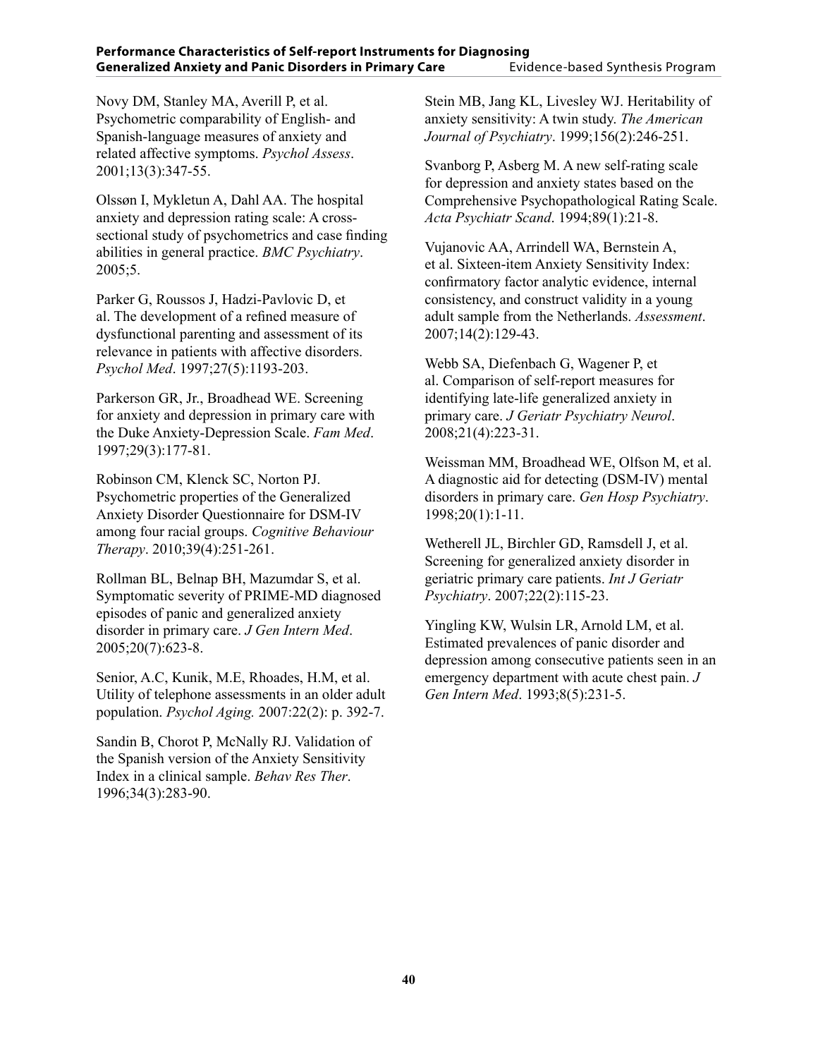Novy DM, Stanley MA, Averill P, et al. Psychometric comparability of English- and Spanish-language measures of anxiety and related affective symptoms. *Psychol Assess*. 2001;13(3):347-55.

Olssøn I, Mykletun A, Dahl AA. The hospital anxiety and depression rating scale: A cross-sectional study of psychometrics and case finding abilities in general practice. *BMC Psychiatry*. 2005;5.

Parker G, Roussos J, Hadzi-Pavlovic D, et al. The development of a refined measure of dysfunctional parenting and assessment of its relevance in patients with affective disorders. *Psychol Med*. 1997;27(5):1193-203.

Parkerson GR, Jr., Broadhead WE. Screening for anxiety and depression in primary care with the Duke Anxiety-Depression Scale. *Fam Med*. 1997;29(3):177-81.

Robinson CM, Klenck SC, Norton PJ. Psychometric properties of the Generalized Anxiety Disorder Questionnaire for DSM-IV among four racial groups. *Cognitive Behaviour Therapy*. 2010;39(4):251-261.

Rollman BL, Belnap BH, Mazumdar S, et al. Symptomatic severity of PRIME-MD diagnosed episodes of panic and generalized anxiety disorder in primary care. *J Gen Intern Med*. 2005;20(7):623-8.

Senior, A.C, Kunik, M.E, Rhoades, H.M, et al. Utility of telephone assessments in an older adult population. *Psychol Aging.* 2007:22(2): p. 392-7.

Sandin B, Chorot P, McNally RJ. Validation of the Spanish version of the Anxiety Sensitivity Index in a clinical sample. *Behav Res Ther*. 1996;34(3):283-90.

Stein MB, Jang KL, Livesley WJ. Heritability of anxiety sensitivity: A twin study. *The American Journal of Psychiatry*. 1999;156(2):246-251.

Svanborg P, Asberg M. A new self-rating scale for depression and anxiety states based on the Comprehensive Psychopathological Rating Scale. *Acta Psychiatr Scand*. 1994;89(1):21-8.

Vujanovic AA, Arrindell WA, Bernstein A, et al. Sixteen-item Anxiety Sensitivity Index: confirmatory factor analytic evidence, internal consistency, and construct validity in a young adult sample from the Netherlands. *Assessment*. 2007;14(2):129-43.

Webb SA, Diefenbach G, Wagener P, et al. Comparison of self-report measures for identifying late-life generalized anxiety in primary care. *J Geriatr Psychiatry Neurol*. 2008;21(4):223-31.

Weissman MM, Broadhead WE, Olfson M, et al. A diagnostic aid for detecting (DSM-IV) mental disorders in primary care. *Gen Hosp Psychiatry*. 1998;20(1):1-11.

Wetherell JL, Birchler GD, Ramsdell J, et al. Screening for generalized anxiety disorder in geriatric primary care patients. *Int J Geriatr Psychiatry*. 2007;22(2):115-23.

Yingling KW, Wulsin LR, Arnold LM, et al. Estimated prevalences of panic disorder and depression among consecutive patients seen in an emergency department with acute chest pain. *J Gen Intern Med*. 1993;8(5):231-5.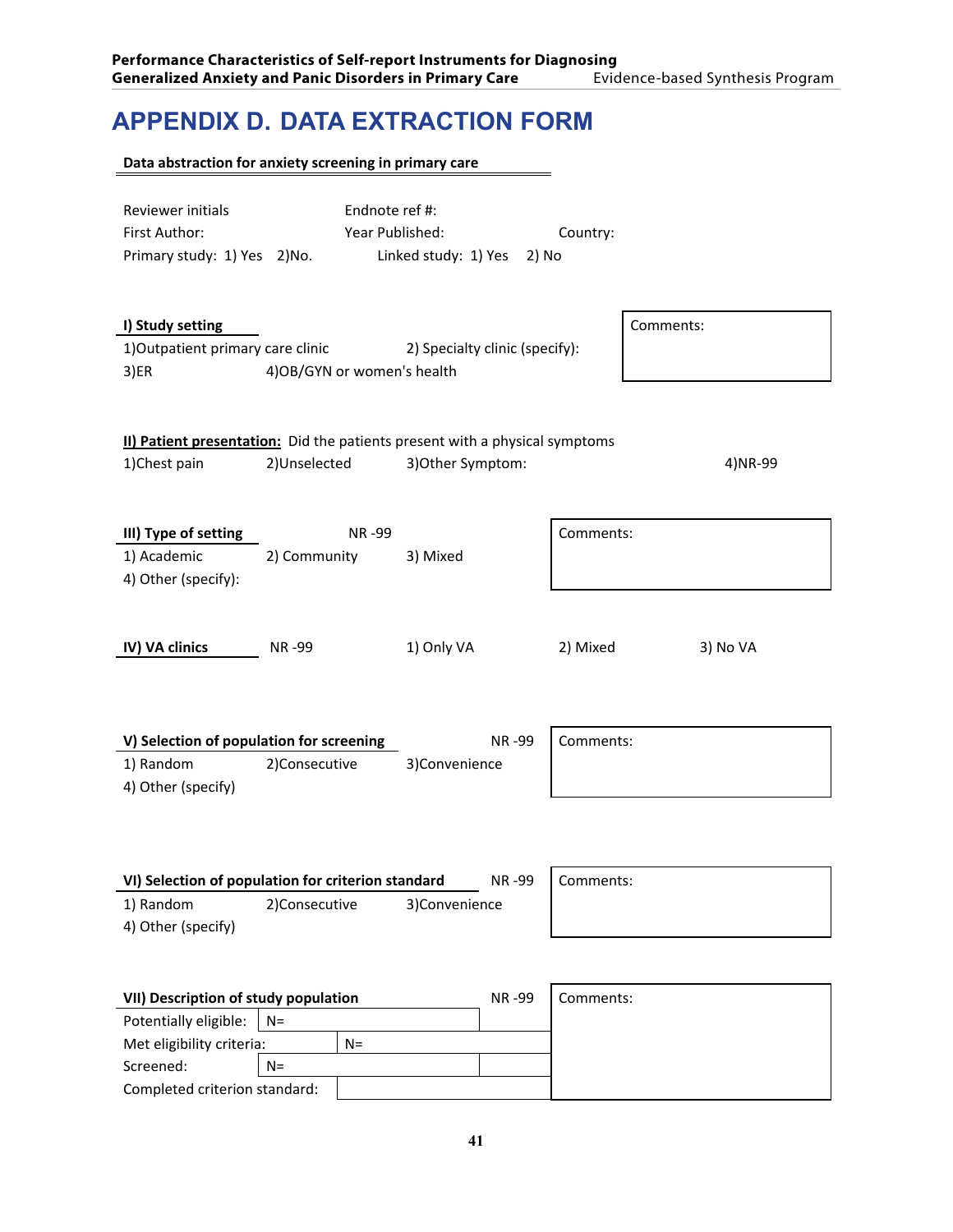# APPENDIX D. DATA EXTRACTION FORM

**Data abstraction for anxiety screening in primary care**

Reviewer initials　　Endnote ref #:

First Author:　　Year Published:　　Country:

Primary study: 1) Yes 2)No.　　Linked study: 1) Yes 2) No

**I) Study setting**

1)Outpatient primary care clinic　　2) Specialty clinic (specify):

3)ER　　4)OB/GYN or women's health

Comments:

**II) Patient presentation:** Did the patients present with a physical symptoms

1)Chest pain　　2)Unselected　　3)Other Symptom:　　4)NR-99

**III) Type of setting**　　NR -99

1) Academic　　2) Community　　3) Mixed

4) Other (specify):

Comments:

**IV) VA clinics**　　NR -99　　1) Only VA　　2) Mixed　　3) No VA

**V) Selection of population for screening**　　NR -99

1) Random　　2)Consecutive　　3)Convenience

4) Other (specify)

Comments:

**VI) Selection of population for criterion standard**　　NR -99

1) Random　　2)Consecutive　　3)Convenience

4) Other (specify)

Comments:

**VII) Description of study population**　　NR -99

| | | |
|---|---|---|
| Potentially eligible: | N= | |
| Met eligibility criteria: | N= | |
| Screened: | N= | |
| Completed criterion standard: | | |

Comments: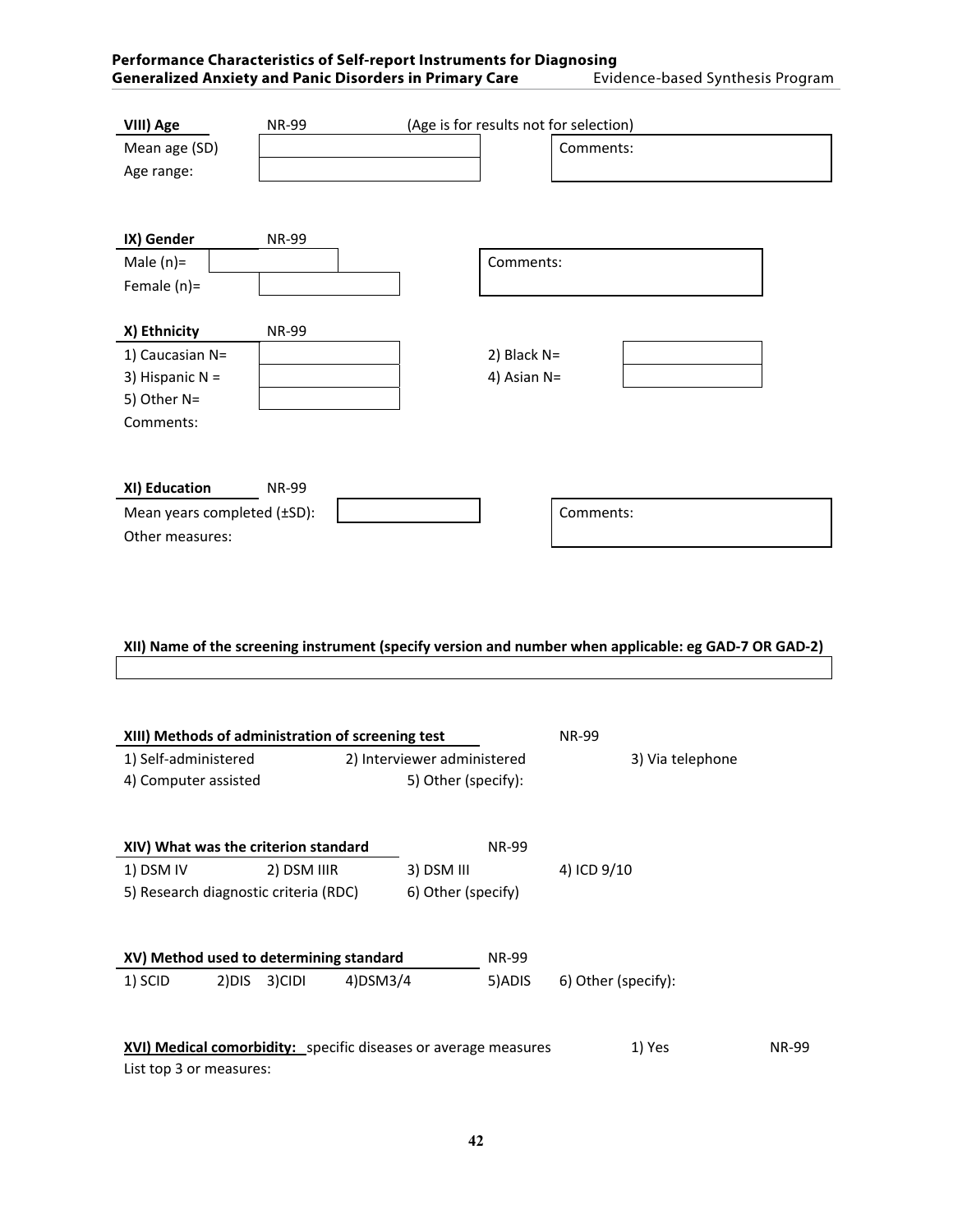**VIII) Age** NR-99 (Age is for results not for selection)

Mean age (SD) ________

Age range: ________

Comments:

**IX) Gender** NR-99

Male (n)= ________

Female (n)= ________

Comments:

**X) Ethnicity** NR-99

1) Caucasian N= ________ 2) Black N= ________

3) Hispanic N = ________ 4) Asian N= ________

5) Other N= ________

Comments:

**XI) Education** NR-99

Mean years completed (±SD): ________

Other measures:

Comments:

**XII) Name of the screening instrument (specify version and number when applicable: eg GAD-7 OR GAD-2)**

________

**XIII) Methods of administration of screening test** NR-99

1) Self-administered 2) Interviewer administered 3) Via telephone

4) Computer assisted 5) Other (specify):

**XIV) What was the criterion standard** NR-99

1) DSM IV 2) DSM IIIR 3) DSM III 4) ICD 9/10

5) Research diagnostic criteria (RDC) 6) Other (specify)

**XV) Method used to determining standard** NR-99

1) SCID 2)DIS 3)CIDI 4)DSM3/4 5)ADIS 6) Other (specify):

**XVI) Medical comorbidity:** specific diseases or average measures 1) Yes NR-99

List top 3 or measures: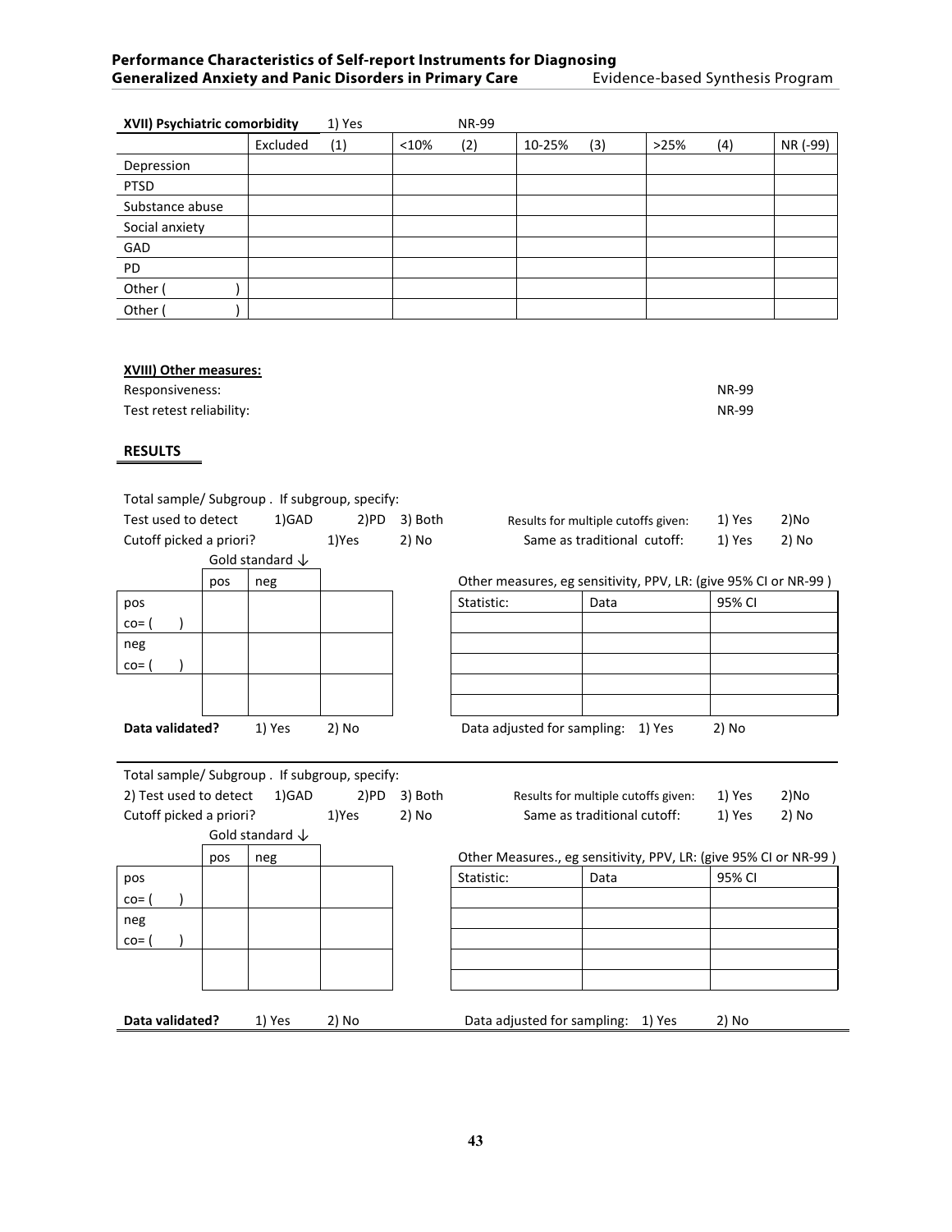**XVII) Psychiatric comorbidity** 1) Yes NR-99

| | Excluded (1) | <10% (2) | 10-25% (3) | >25% (4) | NR (-99) |
|---|---|---|---|---|---|
| Depression | | | | | |
| PTSD | | | | | |
| Substance abuse | | | | | |
| Social anxiety | | | | | |
| GAD | | | | | |
| PD | | | | | |
| Other ( ) | | | | | |
| Other ( ) | | | | | |

**XVIII) Other measures:**

Responsiveness: NR-99

Test retest reliability: NR-99

**RESULTS**

Total sample/ Subgroup . If subgroup, specify:

Test used to detect 1)GAD 2)PD 3) Both

Results for multiple cutoffs given: 1) Yes 2)No

Cutoff picked a priori? 1)Yes 2) No

Same as traditional cutoff: 1) Yes 2) No

| | Gold standard ↓ pos | neg | |
|---|---|---|---|
| pos co= ( ) | | | |
| neg co= ( ) | | | |
| | | | |

Other measures, eg sensitivity, PPV, LR: (give 95% CI or NR-99 )

| Statistic: | Data | 95% CI |
|---|---|---|
| | | |
| | | |
| | | |
| | | |

**Data validated?** 1) Yes 2) No

Data adjusted for sampling: 1) Yes 2) No

---

Total sample/ Subgroup . If subgroup, specify:

2) Test used to detect 1)GAD 2)PD 3) Both

Results for multiple cutoffs given: 1) Yes 2)No

Cutoff picked a priori? 1)Yes 2) No

Same as traditional cutoff: 1) Yes 2) No

| | Gold standard ↓ pos | neg | |
|---|---|---|---|
| pos co= ( ) | | | |
| neg co= ( ) | | | |
| | | | |

Other Measures., eg sensitivity, PPV, LR: (give 95% CI or NR-99 )

| Statistic: | Data | 95% CI |
|---|---|---|
| | | |
| | | |
| | | |
| | | |

**Data validated?** 1) Yes 2) No

Data adjusted for sampling: 1) Yes 2) No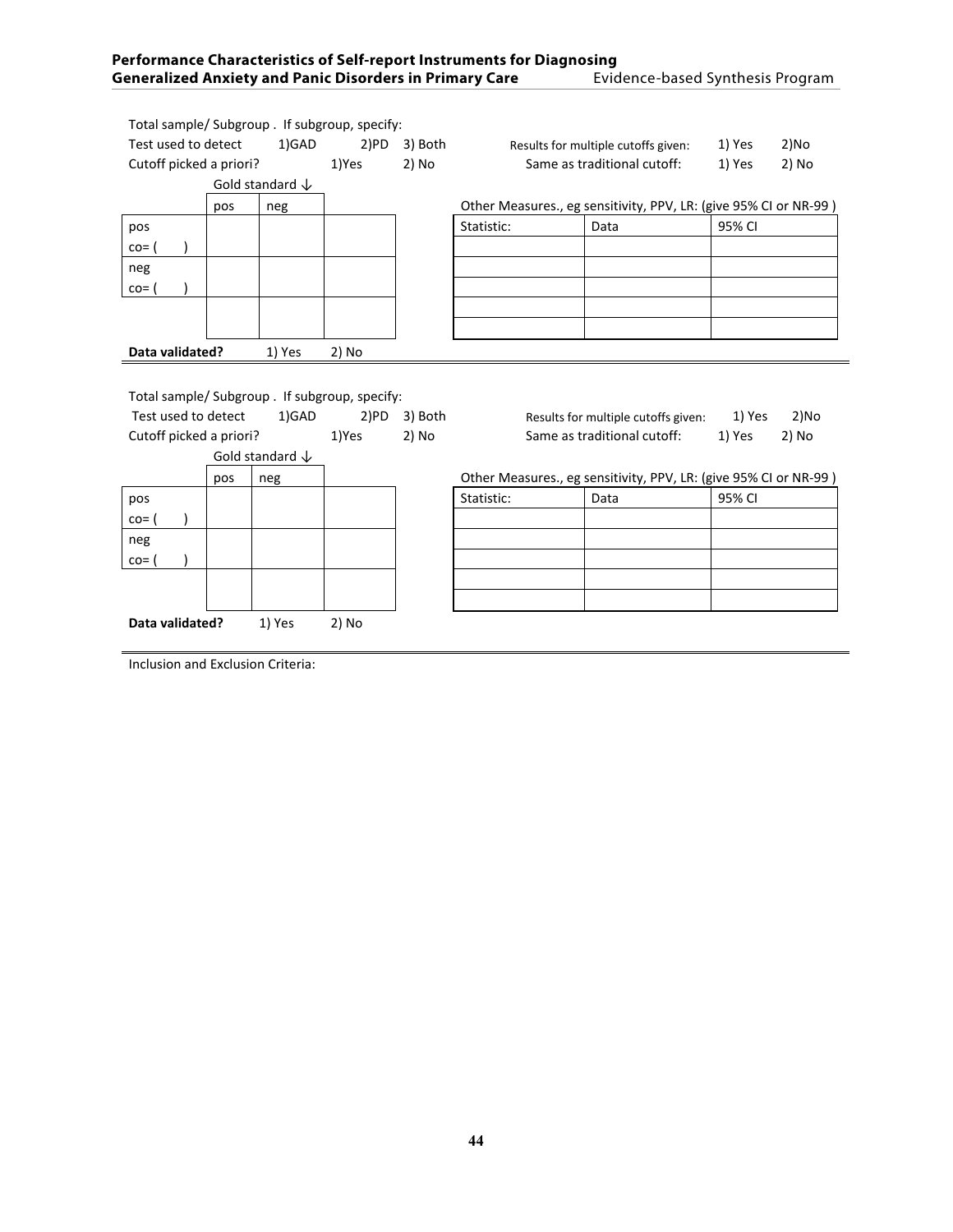Total sample/ Subgroup . If subgroup, specify:

Test used to detect 1)GAD 2)PD 3) Both

Cutoff picked a priori? 1)Yes 2) No

Results for multiple cutoffs given: 1) Yes 2)No

Same as traditional cutoff: 1) Yes 2) No

Gold standard ↓

| | pos | neg | |
|---|---|---|---|
| pos co= ( ) | | | |
| neg co= ( ) | | | |
| | | | |

Other Measures., eg sensitivity, PPV, LR: (give 95% CI or NR-99 )

| Statistic: | Data | 95% CI |
|---|---|---|
| | | |
| | | |
| | | |
| | | |
| | | |

**Data validated?** 1) Yes 2) No

---

Total sample/ Subgroup . If subgroup, specify:

Test used to detect 1)GAD 2)PD 3) Both

Cutoff picked a priori? 1)Yes 2) No

Results for multiple cutoffs given: 1) Yes 2)No

Same as traditional cutoff: 1) Yes 2) No

Gold standard ↓

| | pos | neg | |
|---|---|---|---|
| pos co= ( ) | | | |
| neg co= ( ) | | | |
| | | | |

Other Measures., eg sensitivity, PPV, LR: (give 95% CI or NR-99 )

| Statistic: | Data | 95% CI |
|---|---|---|
| | | |
| | | |
| | | |
| | | |
| | | |

**Data validated?** 1) Yes 2) No

---

Inclusion and Exclusion Criteria: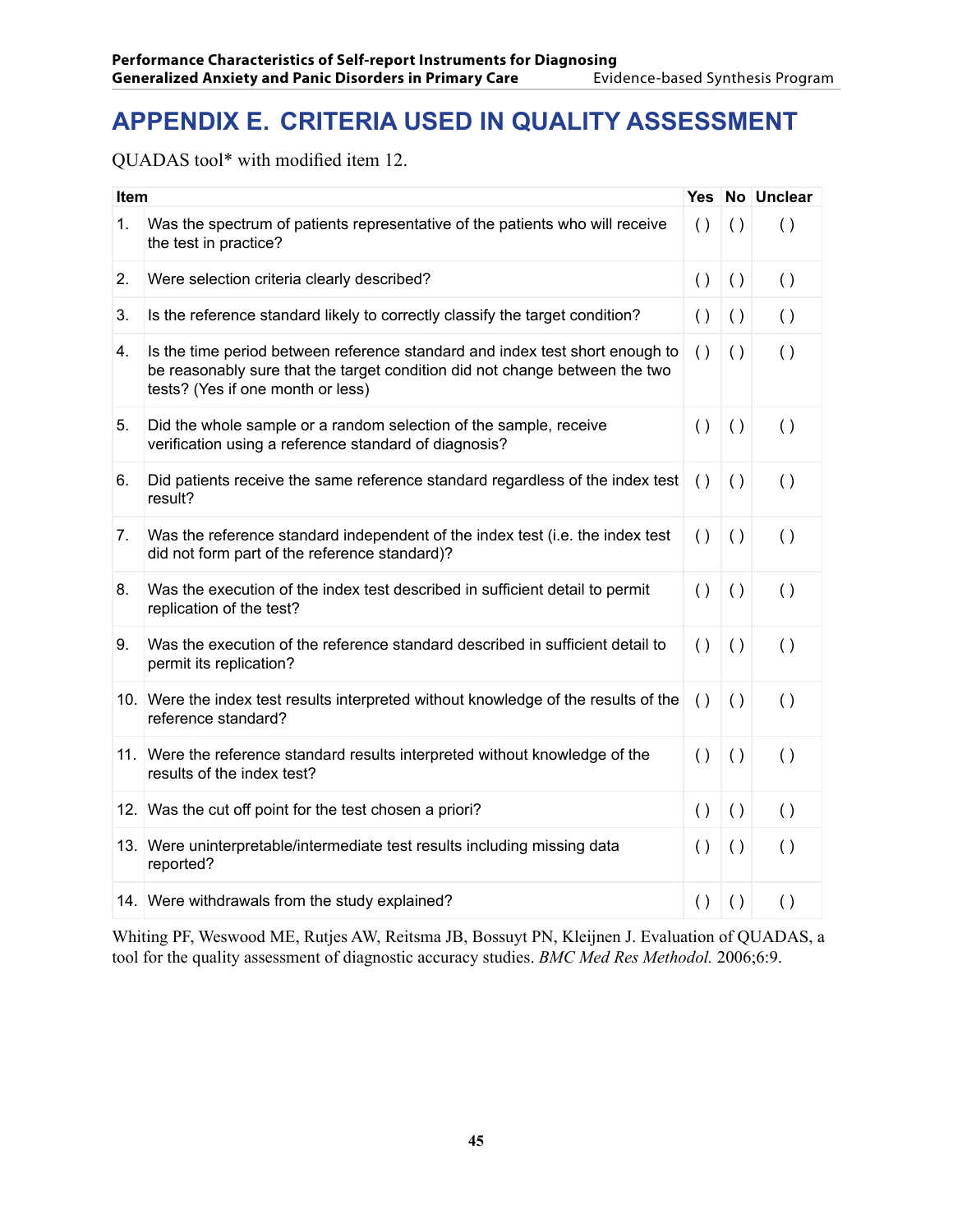# APPENDIX E. CRITERIA USED IN QUALITY ASSESSMENT

QUADAS tool* with modified item 12.

| Item | | Yes | No | Unclear |
|---|---|---|---|---|
| 1. | Was the spectrum of patients representative of the patients who will receive the test in practice? | ( ) | ( ) | ( ) |
| 2. | Were selection criteria clearly described? | ( ) | ( ) | ( ) |
| 3. | Is the reference standard likely to correctly classify the target condition? | ( ) | ( ) | ( ) |
| 4. | Is the time period between reference standard and index test short enough to be reasonably sure that the target condition did not change between the two tests? (Yes if one month or less) | ( ) | ( ) | ( ) |
| 5. | Did the whole sample or a random selection of the sample, receive verification using a reference standard of diagnosis? | ( ) | ( ) | ( ) |
| 6. | Did patients receive the same reference standard regardless of the index test result? | ( ) | ( ) | ( ) |
| 7. | Was the reference standard independent of the index test (i.e. the index test did not form part of the reference standard)? | ( ) | ( ) | ( ) |
| 8. | Was the execution of the index test described in sufficient detail to permit replication of the test? | ( ) | ( ) | ( ) |
| 9. | Was the execution of the reference standard described in sufficient detail to permit its replication? | ( ) | ( ) | ( ) |
| 10. | Were the index test results interpreted without knowledge of the results of the reference standard? | ( ) | ( ) | ( ) |
| 11. | Were the reference standard results interpreted without knowledge of the results of the index test? | ( ) | ( ) | ( ) |
| 12. | Was the cut off point for the test chosen a priori? | ( ) | ( ) | ( ) |
| 13. | Were uninterpretable/intermediate test results including missing data reported? | ( ) | ( ) | ( ) |
| 14. | Were withdrawals from the study explained? | ( ) | ( ) | ( ) |

Whiting PF, Weswood ME, Rutjes AW, Reitsma JB, Bossuyt PN, Kleijnen J. Evaluation of QUADAS, a tool for the quality assessment of diagnostic accuracy studies. *BMC Med Res Methodol.* 2006;6:9.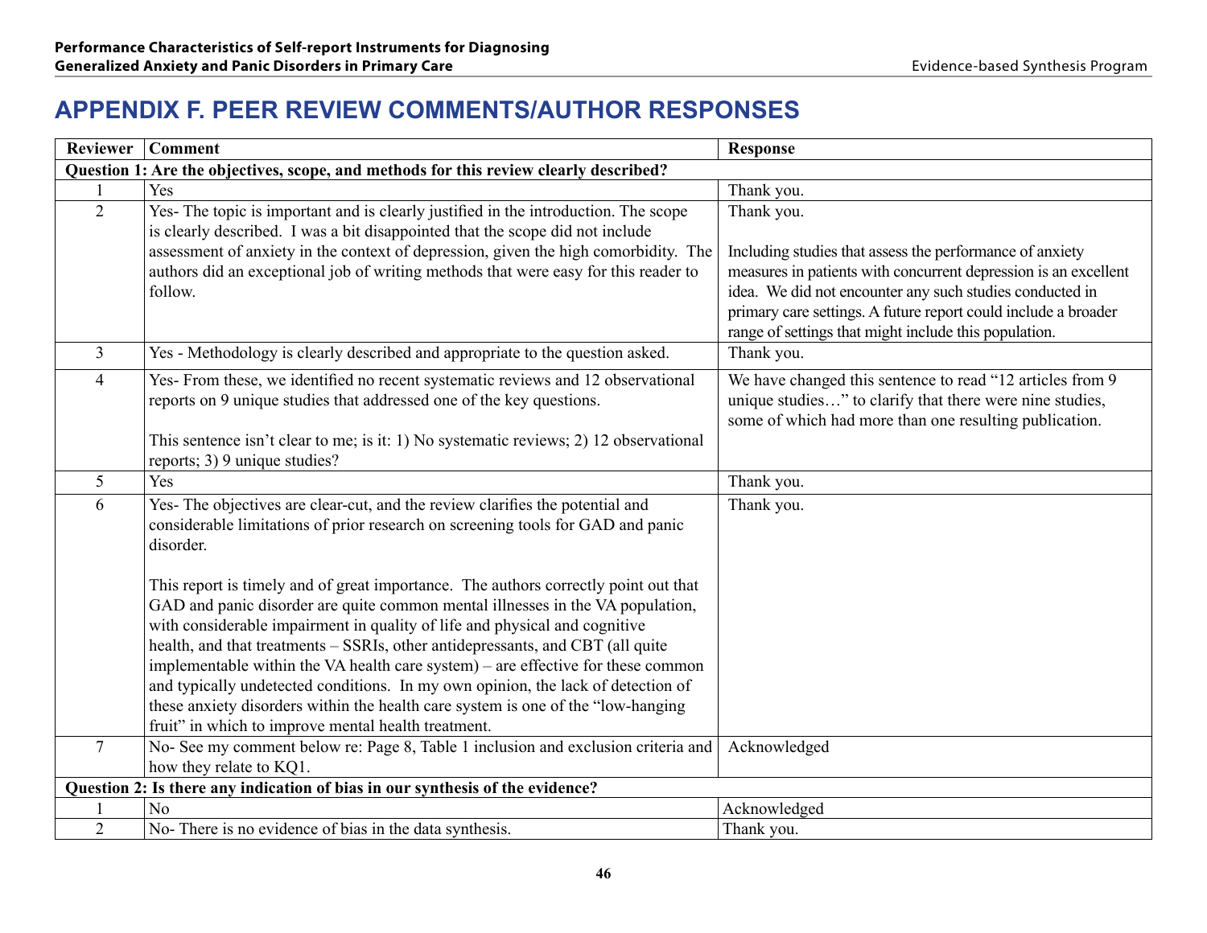# APPENDIX F. PEER REVIEW COMMENTS/AUTHOR RESPONSES

| Reviewer | Comment | Response |
|---|---|---|
| **Question 1: Are the objectives, scope, and methods for this review clearly described?** | | |
| 1 | Yes | Thank you. |
| 2 | Yes- The topic is important and is clearly justified in the introduction. The scope is clearly described. I was a bit disappointed that the scope did not include assessment of anxiety in the context of depression, given the high comorbidity. The authors did an exceptional job of writing methods that were easy for this reader to follow. | Thank you.<br><br>Including studies that assess the performance of anxiety measures in patients with concurrent depression is an excellent idea. We did not encounter any such studies conducted in primary care settings. A future report could include a broader range of settings that might include this population. |
| 3 | Yes - Methodology is clearly described and appropriate to the question asked. | Thank you. |
| 4 | Yes- From these, we identified no recent systematic reviews and 12 observational reports on 9 unique studies that addressed one of the key questions.<br><br>This sentence isn't clear to me; is it: 1) No systematic reviews; 2) 12 observational reports; 3) 9 unique studies? | We have changed this sentence to read "12 articles from 9 unique studies…" to clarify that there were nine studies, some of which had more than one resulting publication. |
| 5 | Yes | Thank you. |
| 6 | Yes- The objectives are clear-cut, and the review clarifies the potential and considerable limitations of prior research on screening tools for GAD and panic disorder.<br><br>This report is timely and of great importance. The authors correctly point out that GAD and panic disorder are quite common mental illnesses in the VA population, with considerable impairment in quality of life and physical and cognitive health, and that treatments – SSRIs, other antidepressants, and CBT (all quite implementable within the VA health care system) – are effective for these common and typically undetected conditions. In my own opinion, the lack of detection of these anxiety disorders within the health care system is one of the "low-hanging fruit" in which to improve mental health treatment. | Thank you. |
| 7 | No- See my comment below re: Page 8, Table 1 inclusion and exclusion criteria and how they relate to KQ1. | Acknowledged |
| **Question 2: Is there any indication of bias in our synthesis of the evidence?** | | |
| 1 | No | Acknowledged |
| 2 | No- There is no evidence of bias in the data synthesis. | Thank you. |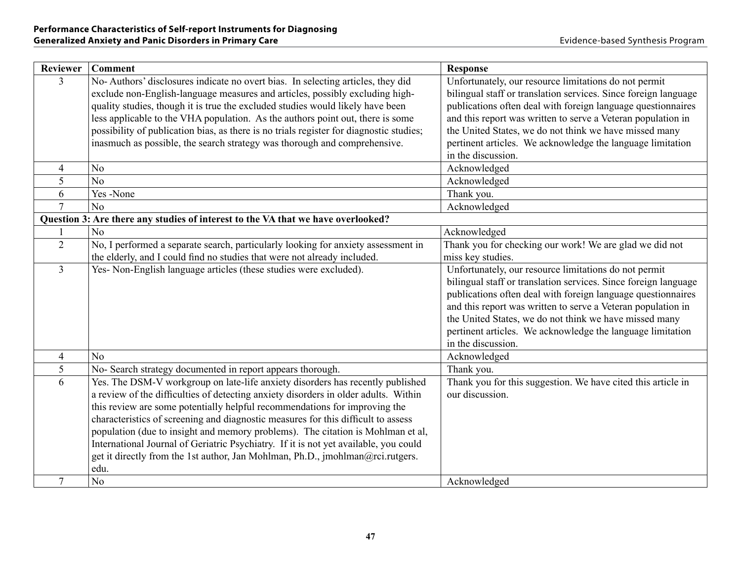| Reviewer | Comment | Response |
|---|---|---|
| 3 | No- Authors' disclosures indicate no overt bias. In selecting articles, they did exclude non-English-language measures and articles, possibly excluding high-quality studies, though it is true the excluded studies would likely have been less applicable to the VHA population. As the authors point out, there is some possibility of publication bias, as there is no trials register for diagnostic studies; inasmuch as possible, the search strategy was thorough and comprehensive. | Unfortunately, our resource limitations do not permit bilingual staff or translation services. Since foreign language publications often deal with foreign language questionnaires and this report was written to serve a Veteran population in the United States, we do not think we have missed many pertinent articles. We acknowledge the language limitation in the discussion. |
| 4 | No | Acknowledged |
| 5 | No | Acknowledged |
| 6 | Yes -None | Thank you. |
| 7 | No | Acknowledged |
| **Question 3: Are there any studies of interest to the VA that we have overlooked?** | | |
| 1 | No | Acknowledged |
| 2 | No, I performed a separate search, particularly looking for anxiety assessment in the elderly, and I could find no studies that were not already included. | Thank you for checking our work! We are glad we did not miss key studies. |
| 3 | Yes- Non-English language articles (these studies were excluded). | Unfortunately, our resource limitations do not permit bilingual staff or translation services. Since foreign language publications often deal with foreign language questionnaires and this report was written to serve a Veteran population in the United States, we do not think we have missed many pertinent articles. We acknowledge the language limitation in the discussion. |
| 4 | No | Acknowledged |
| 5 | No- Search strategy documented in report appears thorough. | Thank you. |
| 6 | Yes. The DSM-V workgroup on late-life anxiety disorders has recently published a review of the difficulties of detecting anxiety disorders in older adults. Within this review are some potentially helpful recommendations for improving the characteristics of screening and diagnostic measures for this difficult to assess population (due to insight and memory problems). The citation is Mohlman et al, International Journal of Geriatric Psychiatry. If it is not yet available, you could get it directly from the 1st author, Jan Mohlman, Ph.D., jmohlman@rci.rutgers.edu. | Thank you for this suggestion. We have cited this article in our discussion. |
| 7 | No | Acknowledged |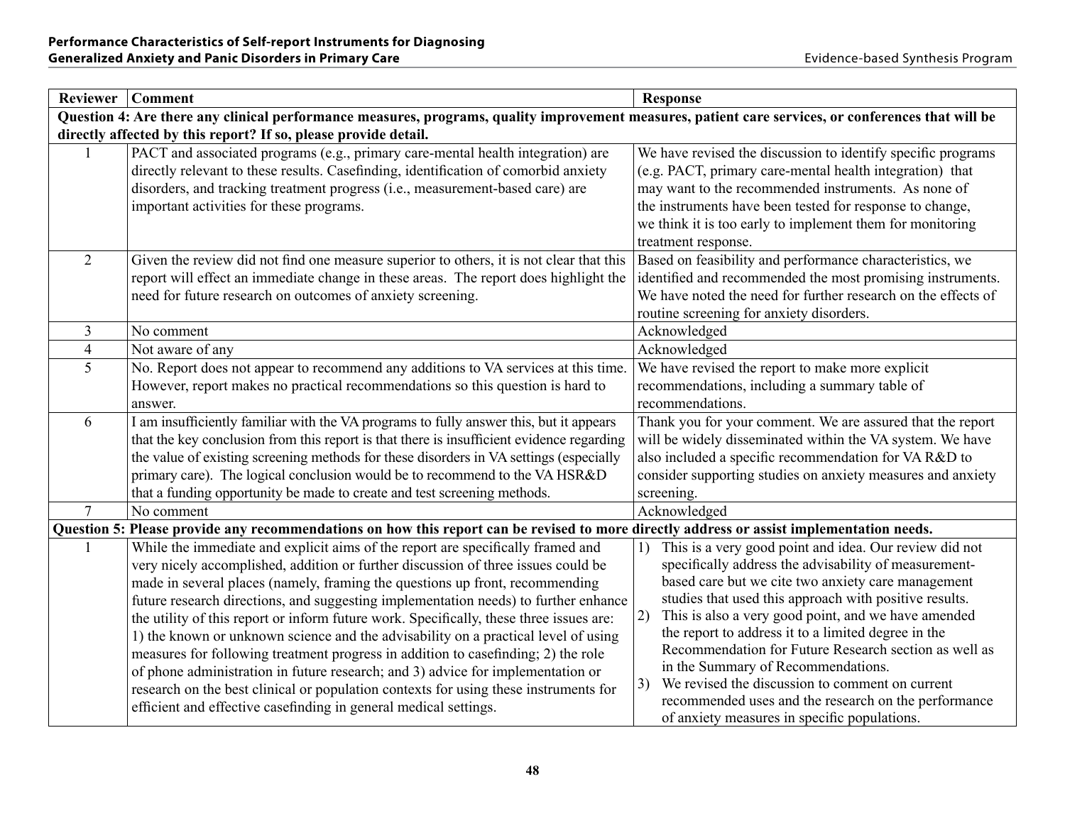| Reviewer | Comment | Response |
|---|---|---|
| **Question 4: Are there any clinical performance measures, programs, quality improvement measures, patient care services, or conferences that will be directly affected by this report? If so, please provide detail.** | | |
| 1 | PACT and associated programs (e.g., primary care-mental health integration) are directly relevant to these results. Casefinding, identification of comorbid anxiety disorders, and tracking treatment progress (i.e., measurement-based care) are important activities for these programs. | We have revised the discussion to identify specific programs (e.g. PACT, primary care-mental health integration) that may want to the recommended instruments. As none of the instruments have been tested for response to change, we think it is too early to implement them for monitoring treatment response. |
| 2 | Given the review did not find one measure superior to others, it is not clear that this report will effect an immediate change in these areas. The report does highlight the need for future research on outcomes of anxiety screening. | Based on feasibility and performance characteristics, we identified and recommended the most promising instruments. We have noted the need for further research on the effects of routine screening for anxiety disorders. |
| 3 | No comment | Acknowledged |
| 4 | Not aware of any | Acknowledged |
| 5 | No. Report does not appear to recommend any additions to VA services at this time. However, report makes no practical recommendations so this question is hard to answer. | We have revised the report to make more explicit recommendations, including a summary table of recommendations. |
| 6 | I am insufficiently familiar with the VA programs to fully answer this, but it appears that the key conclusion from this report is that there is insufficient evidence regarding the value of existing screening methods for these disorders in VA settings (especially primary care). The logical conclusion would be to recommend to the VA HSR&D that a funding opportunity be made to create and test screening methods. | Thank you for your comment. We are assured that the report will be widely disseminated within the VA system. We have also included a specific recommendation for VA R&D to consider supporting studies on anxiety measures and anxiety screening. |
| 7 | No comment | Acknowledged |
| **Question 5: Please provide any recommendations on how this report can be revised to more directly address or assist implementation needs.** | | |
| 1 | While the immediate and explicit aims of the report are specifically framed and very nicely accomplished, addition or further discussion of three issues could be made in several places (namely, framing the questions up front, recommending future research directions, and suggesting implementation needs) to further enhance the utility of this report or inform future work. Specifically, these three issues are: 1) the known or unknown science and the advisability on a practical level of using measures for following treatment progress in addition to casefinding; 2) the role of phone administration in future research; and 3) advice for implementation or research on the best clinical or population contexts for using these instruments for efficient and effective casefinding in general medical settings. | 1) This is a very good point and idea. Our review did not specifically address the advisability of measurement-based care but we cite two anxiety care management studies that used this approach with positive results.<br>2) This is also a very good point, and we have amended the report to address it to a limited degree in the Recommendation for Future Research section as well as in the Summary of Recommendations.<br>3) We revised the discussion to comment on current recommended uses and the research on the performance of anxiety measures in specific populations. |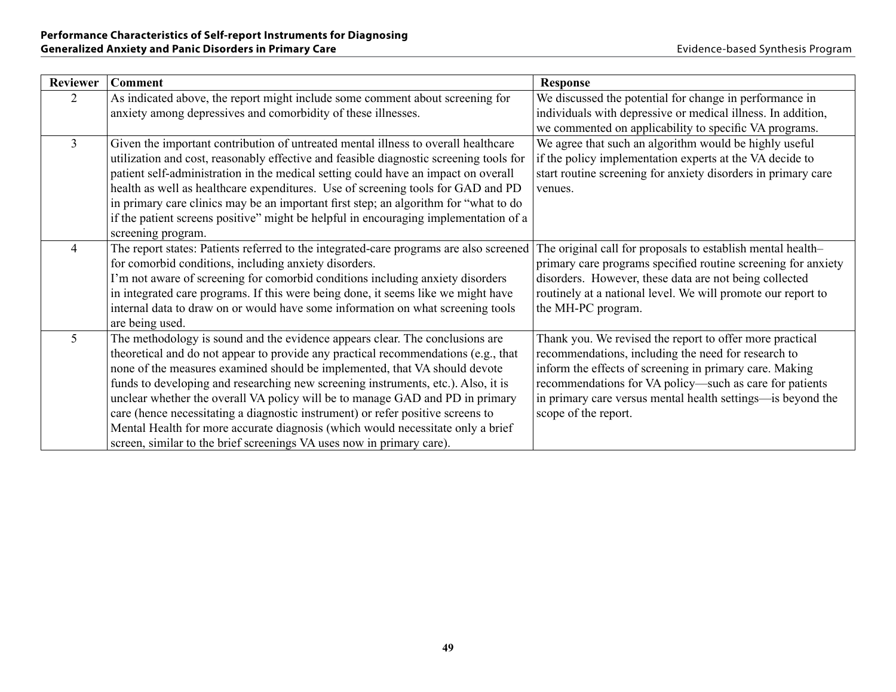| Reviewer | Comment | Response |
|---|---|---|
| 2 | As indicated above, the report might include some comment about screening for anxiety among depressives and comorbidity of these illnesses. | We discussed the potential for change in performance in individuals with depressive or medical illness. In addition, we commented on applicability to specific VA programs. |
| 3 | Given the important contribution of untreated mental illness to overall healthcare utilization and cost, reasonably effective and feasible diagnostic screening tools for patient self-administration in the medical setting could have an impact on overall health as well as healthcare expenditures. Use of screening tools for GAD and PD in primary care clinics may be an important first step; an algorithm for "what to do if the patient screens positive" might be helpful in encouraging implementation of a screening program. | We agree that such an algorithm would be highly useful if the policy implementation experts at the VA decide to start routine screening for anxiety disorders in primary care venues. |
| 4 | The report states: Patients referred to the integrated-care programs are also screened for comorbid conditions, including anxiety disorders.<br>I'm not aware of screening for comorbid conditions including anxiety disorders in integrated care programs. If this were being done, it seems like we might have internal data to draw on or would have some information on what screening tools are being used. | The original call for proposals to establish mental health–primary care programs specified routine screening for anxiety disorders. However, these data are not being collected routinely at a national level. We will promote our report to the MH-PC program. |
| 5 | The methodology is sound and the evidence appears clear. The conclusions are theoretical and do not appear to provide any practical recommendations (e.g., that none of the measures examined should be implemented, that VA should devote funds to developing and researching new screening instruments, etc.). Also, it is unclear whether the overall VA policy will be to manage GAD and PD in primary care (hence necessitating a diagnostic instrument) or refer positive screens to Mental Health for more accurate diagnosis (which would necessitate only a brief screen, similar to the brief screenings VA uses now in primary care). | Thank you. We revised the report to offer more practical recommendations, including the need for research to inform the effects of screening in primary care. Making recommendations for VA policy—such as care for patients in primary care versus mental health settings—is beyond the scope of the report. |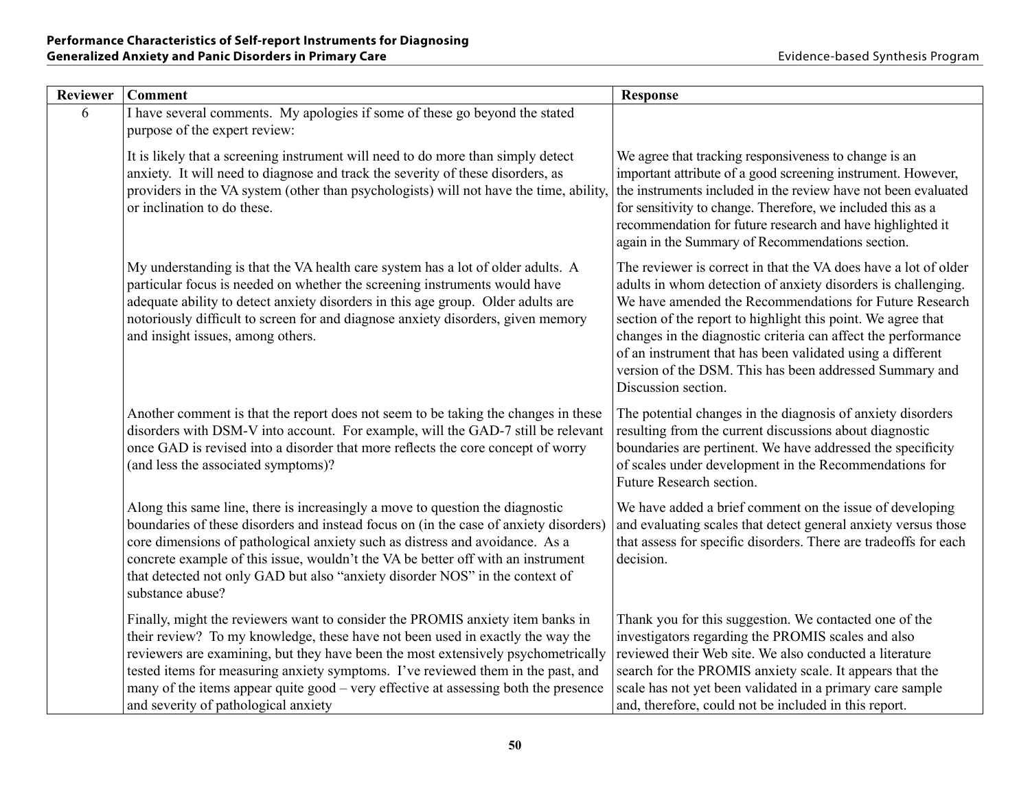| Reviewer | Comment | Response |
|---|---|---|
| 6 | I have several comments. My apologies if some of these go beyond the stated purpose of the expert review: | |
| | It is likely that a screening instrument will need to do more than simply detect anxiety. It will need to diagnose and track the severity of these disorders, as providers in the VA system (other than psychologists) will not have the time, ability, or inclination to do these. | We agree that tracking responsiveness to change is an important attribute of a good screening instrument. However, the instruments included in the review have not been evaluated for sensitivity to change. Therefore, we included this as a recommendation for future research and have highlighted it again in the Summary of Recommendations section. |
| | My understanding is that the VA health care system has a lot of older adults. A particular focus is needed on whether the screening instruments would have adequate ability to detect anxiety disorders in this age group. Older adults are notoriously difficult to screen for and diagnose anxiety disorders, given memory and insight issues, among others. | The reviewer is correct in that the VA does have a lot of older adults in whom detection of anxiety disorders is challenging. We have amended the Recommendations for Future Research section of the report to highlight this point. We agree that changes in the diagnostic criteria can affect the performance of an instrument that has been validated using a different version of the DSM. This has been addressed Summary and Discussion section. |
| | Another comment is that the report does not seem to be taking the changes in these disorders with DSM-V into account. For example, will the GAD-7 still be relevant once GAD is revised into a disorder that more reflects the core concept of worry (and less the associated symptoms)? | The potential changes in the diagnosis of anxiety disorders resulting from the current discussions about diagnostic boundaries are pertinent. We have addressed the specificity of scales under development in the Recommendations for Future Research section. |
| | Along this same line, there is increasingly a move to question the diagnostic boundaries of these disorders and instead focus on (in the case of anxiety disorders) core dimensions of pathological anxiety such as distress and avoidance. As a concrete example of this issue, wouldn't the VA be better off with an instrument that detected not only GAD but also "anxiety disorder NOS" in the context of substance abuse? | We have added a brief comment on the issue of developing and evaluating scales that detect general anxiety versus those that assess for specific disorders. There are tradeoffs for each decision. |
| | Finally, might the reviewers want to consider the PROMIS anxiety item banks in their review? To my knowledge, these have not been used in exactly the way the reviewers are examining, but they have been the most extensively psychometrically tested items for measuring anxiety symptoms. I've reviewed them in the past, and many of the items appear quite good – very effective at assessing both the presence and severity of pathological anxiety | Thank you for this suggestion. We contacted one of the investigators regarding the PROMIS scales and also reviewed their Web site. We also conducted a literature search for the PROMIS anxiety scale. It appears that the scale has not yet been validated in a primary care sample and, therefore, could not be included in this report. |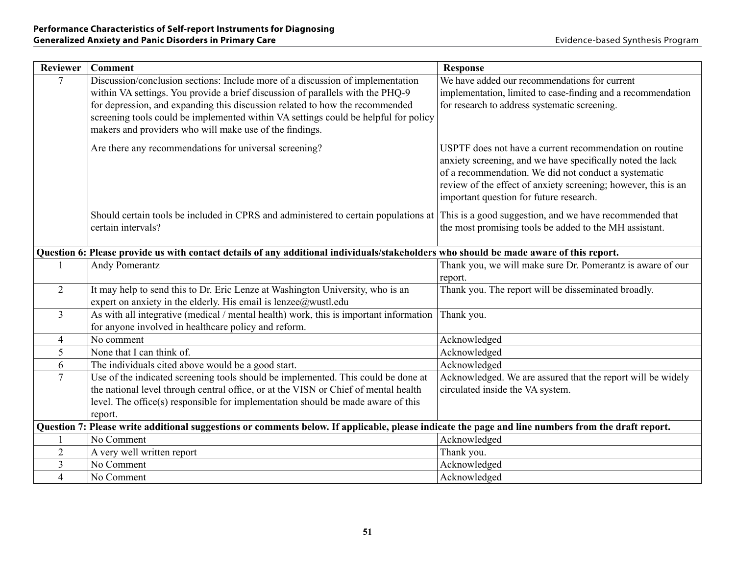| Reviewer | Comment | Response |
|---|---|---|
| 7 | Discussion/conclusion sections: Include more of a discussion of implementation within VA settings. You provide a brief discussion of parallels with the PHQ-9 for depression, and expanding this discussion related to how the recommended screening tools could be implemented within VA settings could be helpful for policy makers and providers who will make use of the findings. | We have added our recommendations for current implementation, limited to case-finding and a recommendation for research to address systematic screening. |
| | Are there any recommendations for universal screening? | USPTF does not have a current recommendation on routine anxiety screening, and we have specifically noted the lack of a recommendation. We did not conduct a systematic review of the effect of anxiety screening; however, this is an important question for future research. |
| | Should certain tools be included in CPRS and administered to certain populations at certain intervals? | This is a good suggestion, and we have recommended that the most promising tools be added to the MH assistant. |
| **Question 6: Please provide us with contact details of any additional individuals/stakeholders who should be made aware of this report.** | | |
| 1 | Andy Pomerantz | Thank you, we will make sure Dr. Pomerantz is aware of our report. |
| 2 | It may help to send this to Dr. Eric Lenze at Washington University, who is an expert on anxiety in the elderly. His email is lenzee@wustl.edu | Thank you. The report will be disseminated broadly. |
| 3 | As with all integrative (medical / mental health) work, this is important information for anyone involved in healthcare policy and reform. | Thank you. |
| 4 | No comment | Acknowledged |
| 5 | None that I can think of. | Acknowledged |
| 6 | The individuals cited above would be a good start. | Acknowledged |
| 7 | Use of the indicated screening tools should be implemented. This could be done at the national level through central office, or at the VISN or Chief of mental health level. The office(s) responsible for implementation should be made aware of this report. | Acknowledged. We are assured that the report will be widely circulated inside the VA system. |
| **Question 7: Please write additional suggestions or comments below. If applicable, please indicate the page and line numbers from the draft report.** | | |
| 1 | No Comment | Acknowledged |
| 2 | A very well written report | Thank you. |
| 3 | No Comment | Acknowledged |
| 4 | No Comment | Acknowledged |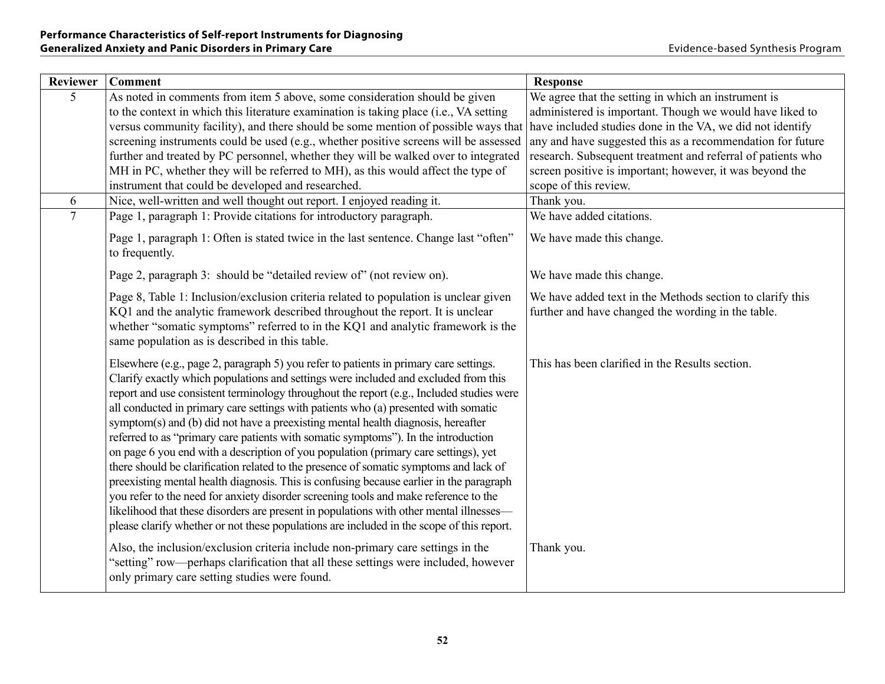| Reviewer | Comment | Response |
|---|---|---|
| 5 | As noted in comments from item 5 above, some consideration should be given to the context in which this literature examination is taking place (i.e., VA setting versus community facility), and there should be some mention of possible ways that screening instruments could be used (e.g., whether positive screens will be assessed further and treated by PC personnel, whether they will be walked over to integrated MH in PC, whether they will be referred to MH), as this would affect the type of instrument that could be developed and researched. | We agree that the setting in which an instrument is administered is important. Though we would have liked to have included studies done in the VA, we did not identify any and have suggested this as a recommendation for future research. Subsequent treatment and referral of patients who screen positive is important; however, it was beyond the scope of this review. |
| 6 | Nice, well-written and well thought out report. I enjoyed reading it. | Thank you. |
| 7 | Page 1, paragraph 1: Provide citations for introductory paragraph. | We have added citations. |
| | Page 1, paragraph 1: Often is stated twice in the last sentence. Change last "often" to frequently. | We have made this change. |
| | Page 2, paragraph 3: should be "detailed review of" (not review on). | We have made this change. |
| | Page 8, Table 1: Inclusion/exclusion criteria related to population is unclear given KQ1 and the analytic framework described throughout the report. It is unclear whether "somatic symptoms" referred to in the KQ1 and analytic framework is the same population as is described in this table. | We have added text in the Methods section to clarify this further and have changed the wording in the table. |
| | Elsewhere (e.g., page 2, paragraph 5) you refer to patients in primary care settings. Clarify exactly which populations and settings were included and excluded from this report and use consistent terminology throughout the report (e.g., Included studies were all conducted in primary care settings with patients who (a) presented with somatic symptom(s) and (b) did not have a preexisting mental health diagnosis, hereafter referred to as "primary care patients with somatic symptoms"). In the introduction on page 6 you end with a description of you population (primary care settings), yet there should be clarification related to the presence of somatic symptoms and lack of preexisting mental health diagnosis. This is confusing because earlier in the paragraph you refer to the need for anxiety disorder screening tools and make reference to the likelihood that these disorders are present in populations with other mental illnesses—please clarify whether or not these populations are included in the scope of this report. | This has been clarified in the Results section. |
| | Also, the inclusion/exclusion criteria include non-primary care settings in the "setting" row—perhaps clarification that all these settings were included, however only primary care setting studies were found. | Thank you. |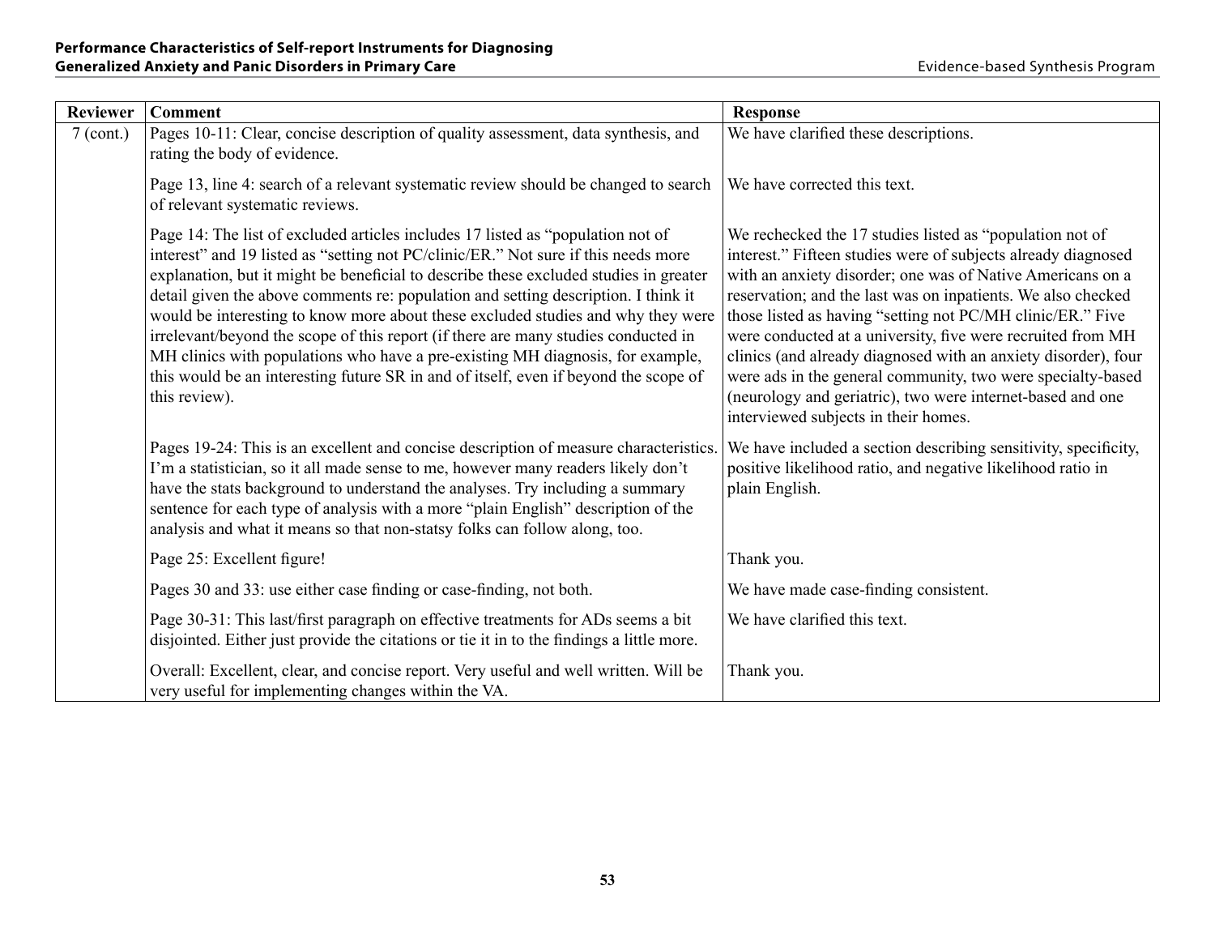| Reviewer | Comment | Response |
| --- | --- | --- |
| 7 (cont.) | Pages 10-11: Clear, concise description of quality assessment, data synthesis, and rating the body of evidence. | We have clarified these descriptions. |
| | Page 13, line 4: search of a relevant systematic review should be changed to search of relevant systematic reviews. | We have corrected this text. |
| | Page 14: The list of excluded articles includes 17 listed as "population not of interest" and 19 listed as "setting not PC/clinic/ER." Not sure if this needs more explanation, but it might be beneficial to describe these excluded studies in greater detail given the above comments re: population and setting description. I think it would be interesting to know more about these excluded studies and why they were irrelevant/beyond the scope of this report (if there are many studies conducted in MH clinics with populations who have a pre-existing MH diagnosis, for example, this would be an interesting future SR in and of itself, even if beyond the scope of this review). | We rechecked the 17 studies listed as "population not of interest." Fifteen studies were of subjects already diagnosed with an anxiety disorder; one was of Native Americans on a reservation; and the last was on inpatients. We also checked those listed as having "setting not PC/MH clinic/ER." Five were conducted at a university, five were recruited from MH clinics (and already diagnosed with an anxiety disorder), four were ads in the general community, two were specialty-based (neurology and geriatric), two were internet-based and one interviewed subjects in their homes. |
| | Pages 19-24: This is an excellent and concise description of measure characteristics. I'm a statistician, so it all made sense to me, however many readers likely don't have the stats background to understand the analyses. Try including a summary sentence for each type of analysis with a more "plain English" description of the analysis and what it means so that non-statsy folks can follow along, too. | We have included a section describing sensitivity, specificity, positive likelihood ratio, and negative likelihood ratio in plain English. |
| | Page 25: Excellent figure! | Thank you. |
| | Pages 30 and 33: use either case finding or case-finding, not both. | We have made case-finding consistent. |
| | Page 30-31: This last/first paragraph on effective treatments for ADs seems a bit disjointed. Either just provide the citations or tie it in to the findings a little more. | We have clarified this text. |
| | Overall: Excellent, clear, and concise report. Very useful and well written. Will be very useful for implementing changes within the VA. | Thank you. |